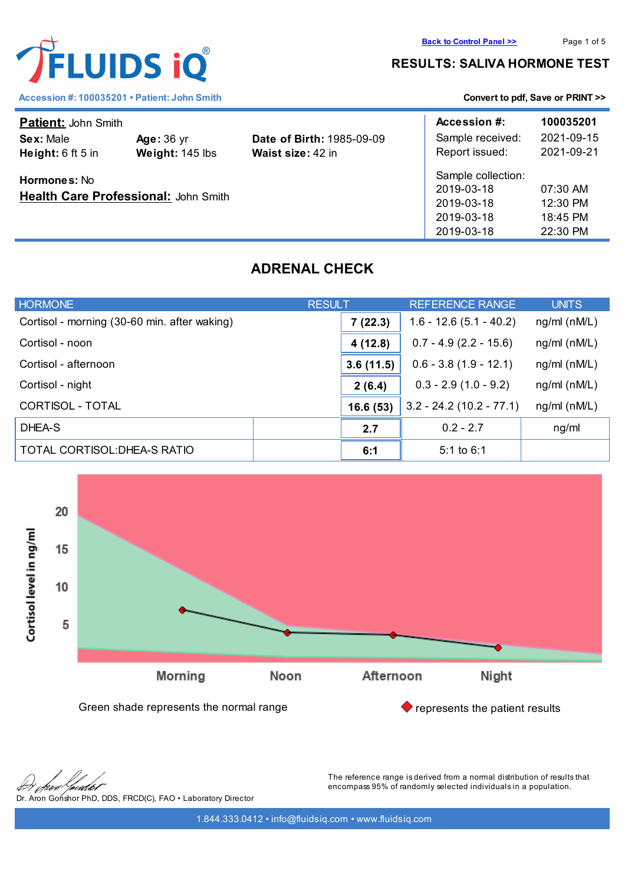**FLUIDS iQ**®

Accession #: 100035201 • Patient: John Smith

Back to Control Panel >>

# RESULTS: SALIVA HORMONE TEST

Convert to pdf, Save or PRINT >>

**Patient:** John Smith

**Sex:** Male **Age:** 36 yr **Date of Birth:** 1985-09-09

**Height:** 6 ft 5 in **Weight:** 145 lbs **Waist size:** 42 in

**Hormones:** No

**Health Care Professional:** John Smith

| **Accession #:** | **100035201** |
|---|---|
| Sample received: | 2021-09-15 |
| Report issued: | 2021-09-21 |
| Sample collection: | |
| 2019-03-18 | 07:30 AM |
| 2019-03-18 | 12:30 PM |
| 2019-03-18 | 18:45 PM |
| 2019-03-18 | 22:30 PM |

## ADRENAL CHECK

| HORMONE | RESULT | REFERENCE RANGE | UNITS |
|---|---|---|---|
| Cortisol - morning (30-60 min. after waking) | **7 (22.3)** | 1.6 - 12.6 (5.1 - 40.2) | ng/ml (nM/L) |
| Cortisol - noon | **4 (12.8)** | 0.7 - 4.9 (2.2 - 15.6) | ng/ml (nM/L) |
| Cortisol - afternoon | **3.6 (11.5)** | 0.6 - 3.8 (1.9 - 12.1) | ng/ml (nM/L) |
| Cortisol - night | **2 (6.4)** | 0.3 - 2.9 (1.0 - 9.2) | ng/ml (nM/L) |
| CORTISOL - TOTAL | **16.6 (53)** | 3.2 - 24.2 (10.2 - 77.1) | ng/ml (nM/L) |
| DHEA-S | **2.7** | 0.2 - 2.7 | ng/ml |
| TOTAL CORTISOL:DHEA-S RATIO | **6:1** | 5:1 to 6:1 | |

Cortisol level in ng/ml (chart: Morning, Noon, Afternoon, Night)

Green shade represents the normal range

◆ represents the patient results

Dr. Aron Gonshor PhD, DDS, FRCD(C), FAO • Laboratory Director

The reference range is derived from a normal distribution of results that encompass 95% of randomly selected individuals in a population.

1.844.333.0412 • info@fluidsiq.com • www.fluidsiq.com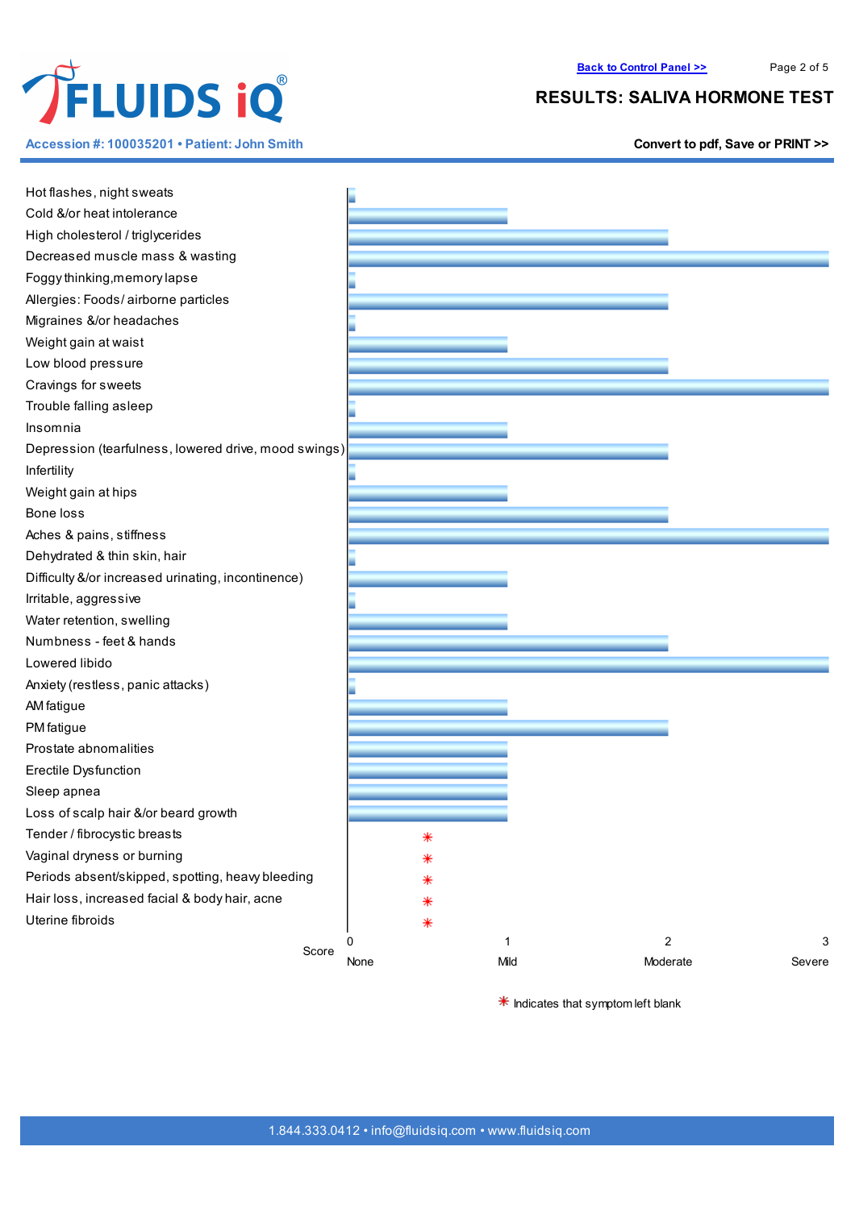# RESULTS: SALIVA HORMONE TEST

**Accession #: 100035201 • Patient: John Smith**

| Symptom | Score |
|---|---|
| Hot flashes, night sweats | 0 |
| Cold &/or heat intolerance | 1 |
| High cholesterol / triglycerides | 2 |
| Decreased muscle mass & wasting | 3 |
| Foggy thinking,memory lapse | 0 |
| Allergies: Foods/ airborne particles | 2 |
| Migraines &/or headaches | 0 |
| Weight gain at waist | 1 |
| Low blood pressure | 2 |
| Cravings for sweets | 3 |
| Trouble falling asleep | 0 |
| Insomnia | 1 |
| Depression (tearfulness, lowered drive, mood swings) | 2 |
| Infertility | 0 |
| Weight gain at hips | 1 |
| Bone loss | 2 |
| Aches & pains, stiffness | 3 |
| Dehydrated & thin skin, hair | 0 |
| Difficulty &/or increased urinating, incontinence) | 1 |
| Irritable, aggressive | 0 |
| Water retention, swelling | 1 |
| Numbness - feet & hands | 2 |
| Lowered libido | 3 |
| Anxiety (restless, panic attacks) | 0 |
| AM fatigue | 1 |
| PM fatigue | 2 |
| Prostate abnormalities | 1 |
| Erectile Dysfunction | 1 |
| Sleep apnea | 1 |
| Loss of scalp hair &/or beard growth | 1 |
| Tender / fibrocystic breasts | * |
| Vaginal dryness or burning | * |
| Periods absent/skipped, spotting, heavy bleeding | * |
| Hair loss, increased facial & body hair, acne | * |
| Uterine fibroids | * |

Score: 0 None, 1 Mild, 2 Moderate, 3 Severe

* Indicates that symptom left blank

1.844.333.0412 • info@fluidsiq.com • www.fluidsiq.com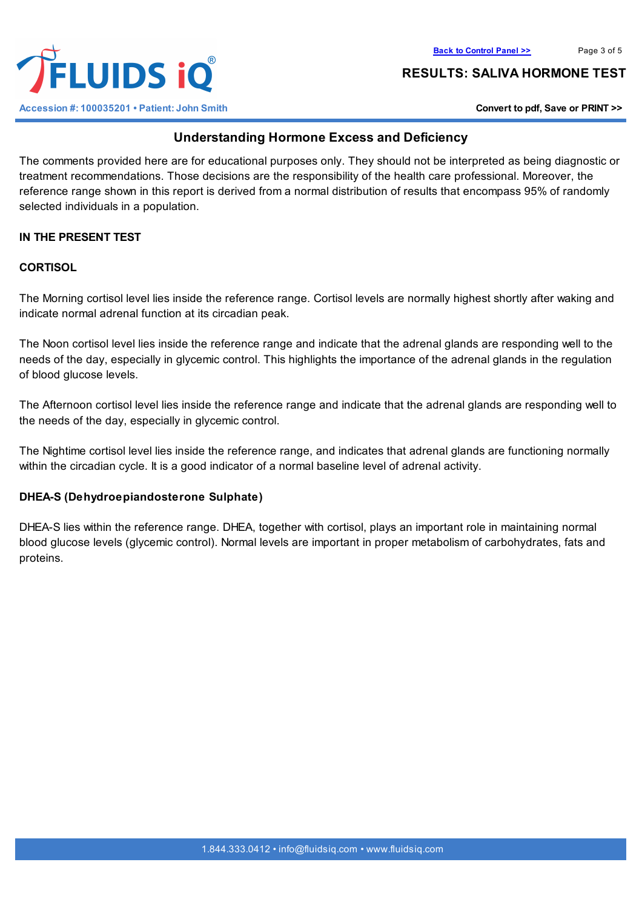## Understanding Hormone Excess and Deficiency

The comments provided here are for educational purposes only. They should not be interpreted as being diagnostic or treatment recommendations. Those decisions are the responsibility of the health care professional. Moreover, the reference range shown in this report is derived from a normal distribution of results that encompass 95% of randomly selected individuals in a population.

**IN THE PRESENT TEST**

**CORTISOL**

The Morning cortisol level lies inside the reference range. Cortisol levels are normally highest shortly after waking and indicate normal adrenal function at its circadian peak.

The Noon cortisol level lies inside the reference range and indicate that the adrenal glands are responding well to the needs of the day, especially in glycemic control. This highlights the importance of the adrenal glands in the regulation of blood glucose levels.

The Afternoon cortisol level lies inside the reference range and indicate that the adrenal glands are responding well to the needs of the day, especially in glycemic control.

The Nightime cortisol level lies inside the reference range, and indicates that adrenal glands are functioning normally within the circadian cycle. It is a good indicator of a normal baseline level of adrenal activity.

**DHEA-S (Dehydroepiandosterone Sulphate)**

DHEA-S lies within the reference range. DHEA, together with cortisol, plays an important role in maintaining normal blood glucose levels (glycemic control). Normal levels are important in proper metabolism of carbohydrates, fats and proteins.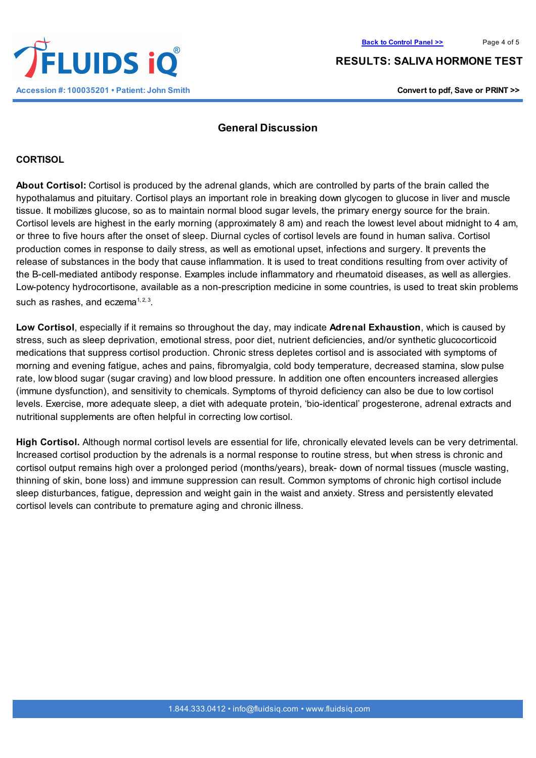## General Discussion

### CORTISOL

**About Cortisol:** Cortisol is produced by the adrenal glands, which are controlled by parts of the brain called the hypothalamus and pituitary. Cortisol plays an important role in breaking down glycogen to glucose in liver and muscle tissue. It mobilizes glucose, so as to maintain normal blood sugar levels, the primary energy source for the brain. Cortisol levels are highest in the early morning (approximately 8 am) and reach the lowest level about midnight to 4 am, or three to five hours after the onset of sleep. Diurnal cycles of cortisol levels are found in human saliva. Cortisol production comes in response to daily stress, as well as emotional upset, infections and surgery. It prevents the release of substances in the body that cause inflammation. It is used to treat conditions resulting from over activity of the B-cell-mediated antibody response. Examples include inflammatory and rheumatoid diseases, as well as allergies. Low-potency hydrocortisone, available as a non-prescription medicine in some countries, is used to treat skin problems such as rashes, and eczema[1, 2, 3].

**Low Cortisol**, especially if it remains so throughout the day, may indicate **Adrenal Exhaustion**, which is caused by stress, such as sleep deprivation, emotional stress, poor diet, nutrient deficiencies, and/or synthetic glucocorticoid medications that suppress cortisol production. Chronic stress depletes cortisol and is associated with symptoms of morning and evening fatigue, aches and pains, fibromyalgia, cold body temperature, decreased stamina, slow pulse rate, low blood sugar (sugar craving) and low blood pressure. In addition one often encounters increased allergies (immune dysfunction), and sensitivity to chemicals. Symptoms of thyroid deficiency can also be due to low cortisol levels. Exercise, more adequate sleep, a diet with adequate protein, 'bio-identical' progesterone, adrenal extracts and nutritional supplements are often helpful in correcting low cortisol.

**High Cortisol.** Although normal cortisol levels are essential for life, chronically elevated levels can be very detrimental. Increased cortisol production by the adrenals is a normal response to routine stress, but when stress is chronic and cortisol output remains high over a prolonged period (months/years), break- down of normal tissues (muscle wasting, thinning of skin, bone loss) and immune suppression can result. Common symptoms of chronic high cortisol include sleep disturbances, fatigue, depression and weight gain in the waist and anxiety. Stress and persistently elevated cortisol levels can contribute to premature aging and chronic illness.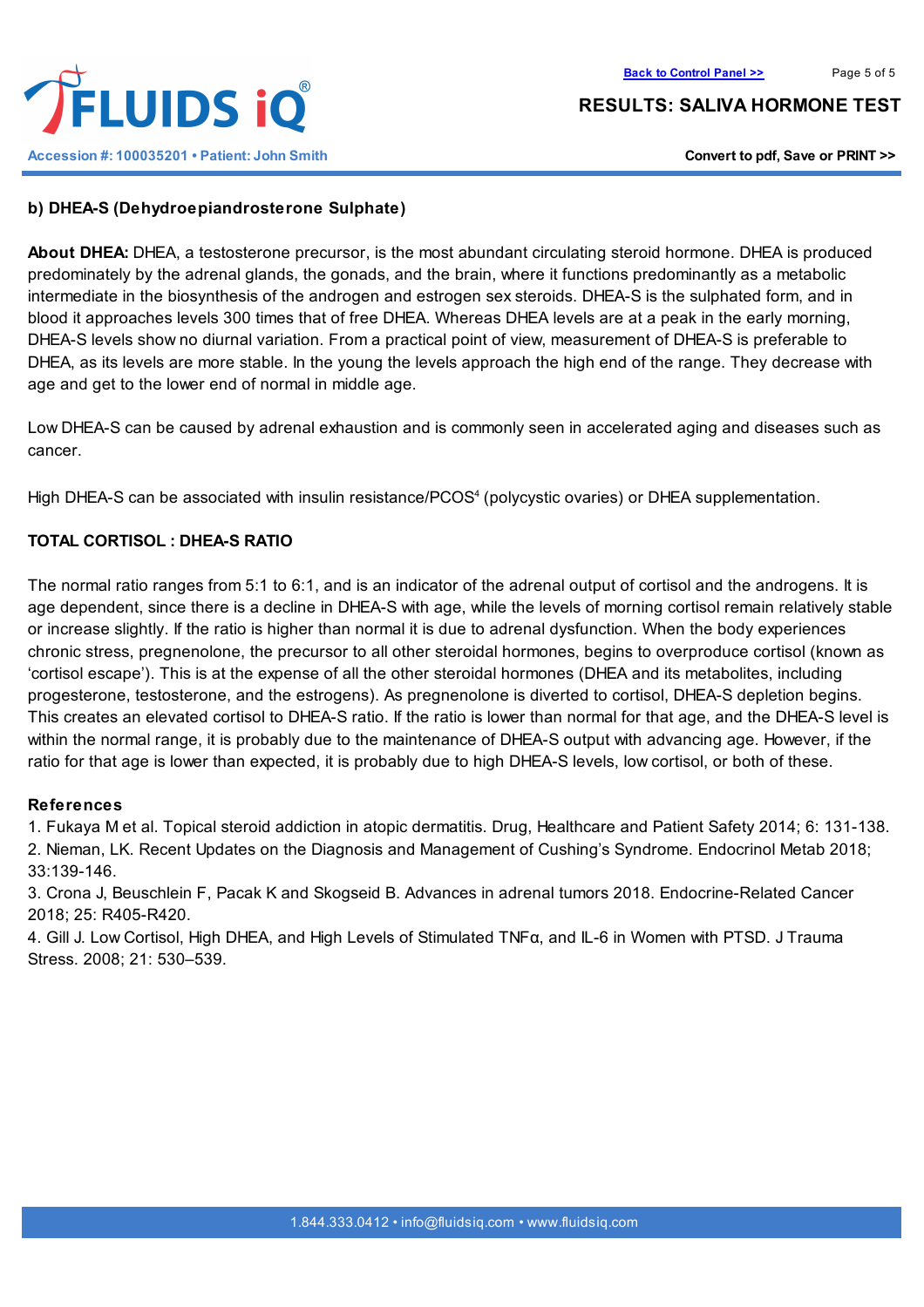### b) DHEA-S (Dehydroepiandrosterone Sulphate)

**About DHEA:** DHEA, a testosterone precursor, is the most abundant circulating steroid hormone. DHEA is produced predominately by the adrenal glands, the gonads, and the brain, where it functions predominantly as a metabolic intermediate in the biosynthesis of the androgen and estrogen sex steroids. DHEA-S is the sulphated form, and in blood it approaches levels 300 times that of free DHEA. Whereas DHEA levels are at a peak in the early morning, DHEA-S levels show no diurnal variation. From a practical point of view, measurement of DHEA-S is preferable to DHEA, as its levels are more stable. In the young the levels approach the high end of the range. They decrease with age and get to the lower end of normal in middle age.

Low DHEA-S can be caused by adrenal exhaustion and is commonly seen in accelerated aging and diseases such as cancer.

High DHEA-S can be associated with insulin resistance/PCOS[4] (polycystic ovaries) or DHEA supplementation.

**TOTAL CORTISOL : DHEA-S RATIO**

The normal ratio ranges from 5:1 to 6:1, and is an indicator of the adrenal output of cortisol and the androgens. It is age dependent, since there is a decline in DHEA-S with age, while the levels of morning cortisol remain relatively stable or increase slightly. If the ratio is higher than normal it is due to adrenal dysfunction. When the body experiences chronic stress, pregnenolone, the precursor to all other steroidal hormones, begins to overproduce cortisol (known as 'cortisol escape'). This is at the expense of all the other steroidal hormones (DHEA and its metabolites, including progesterone, testosterone, and the estrogens). As pregnenolone is diverted to cortisol, DHEA-S depletion begins. This creates an elevated cortisol to DHEA-S ratio. If the ratio is lower than normal for that age, and the DHEA-S level is within the normal range, it is probably due to the maintenance of DHEA-S output with advancing age. However, if the ratio for that age is lower than expected, it is probably due to high DHEA-S levels, low cortisol, or both of these.

**References**

1. Fukaya M et al. Topical steroid addiction in atopic dermatitis. Drug, Healthcare and Patient Safety 2014; 6: 131-138.
2. Nieman, LK. Recent Updates on the Diagnosis and Management of Cushing's Syndrome. Endocrinol Metab 2018; 33:139-146.
3. Crona J, Beuschlein F, Pacak K and Skogseid B. Advances in adrenal tumors 2018. Endocrine-Related Cancer 2018; 25: R405-R420.
4. Gill J. Low Cortisol, High DHEA, and High Levels of Stimulated TNFα, and IL-6 in Women with PTSD. J Trauma Stress. 2008; 21: 530–539.